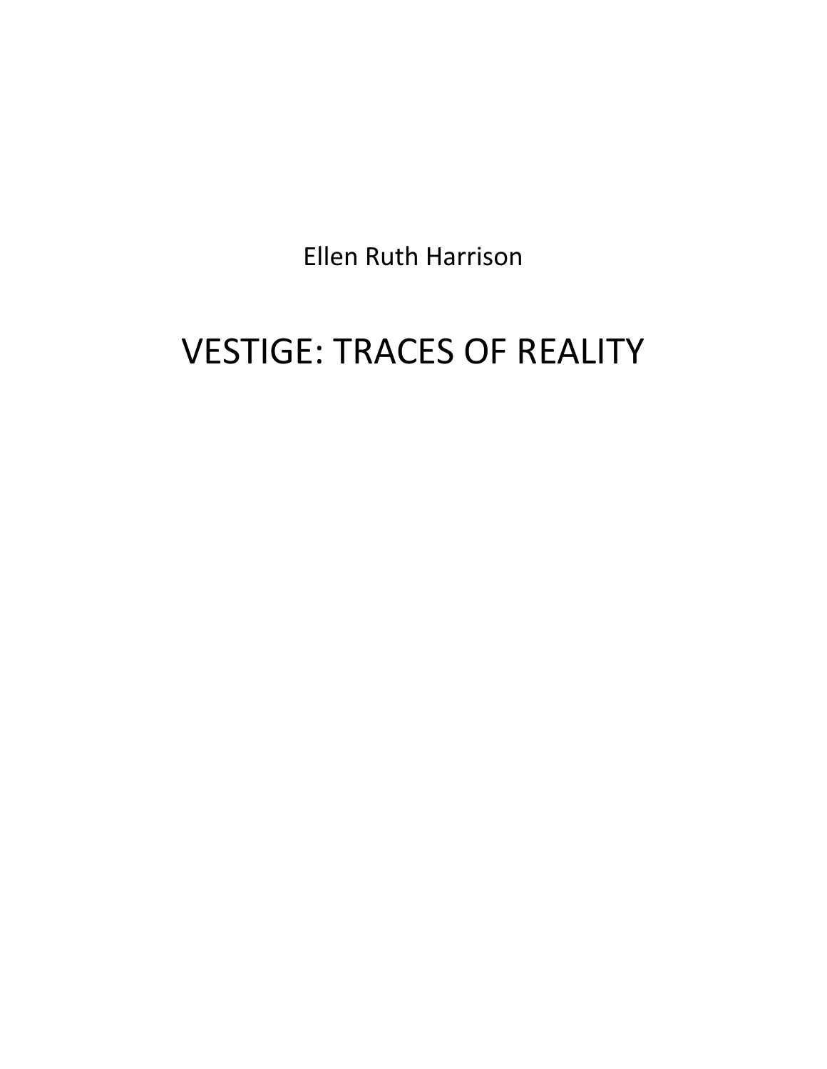Ellen Ruth Harrison

# VESTIGE: TRACES OF REALITY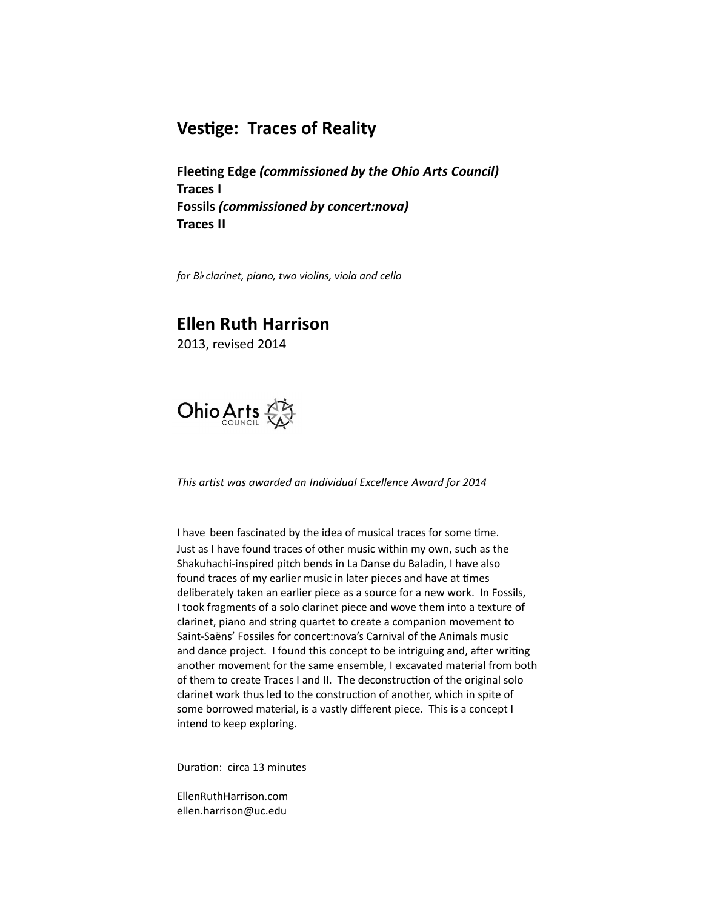## Vestige: Traces of Reality

**Fleeting Edge *(commissioned by the Ohio Arts Council)***
**Traces I**
**Fossils *(commissioned by concert:nova)***
**Traces II**

*for B♭ clarinet, piano, two violins, viola and cello*

## Ellen Ruth Harrison

2013, revised 2014

Ohio Arts Council

*This artist was awarded an Individual Excellence Award for 2014*

I have been fascinated by the idea of musical traces for some time. Just as I have found traces of other music within my own, such as the Shakuhachi-inspired pitch bends in La Danse du Baladin, I have also found traces of my earlier music in later pieces and have at times deliberately taken an earlier piece as a source for a new work. In Fossils, I took fragments of a solo clarinet piece and wove them into a texture of clarinet, piano and string quartet to create a companion movement to Saint-Saëns' Fossiles for concert:nova's Carnival of the Animals music and dance project. I found this concept to be intriguing and, after writing another movement for the same ensemble, I excavated material from both of them to create Traces I and II. The deconstruction of the original solo clarinet work thus led to the construction of another, which in spite of some borrowed material, is a vastly different piece. This is a concept I intend to keep exploring.

Duration: circa 13 minutes

EllenRuthHarrison.com
ellen.harrison@uc.edu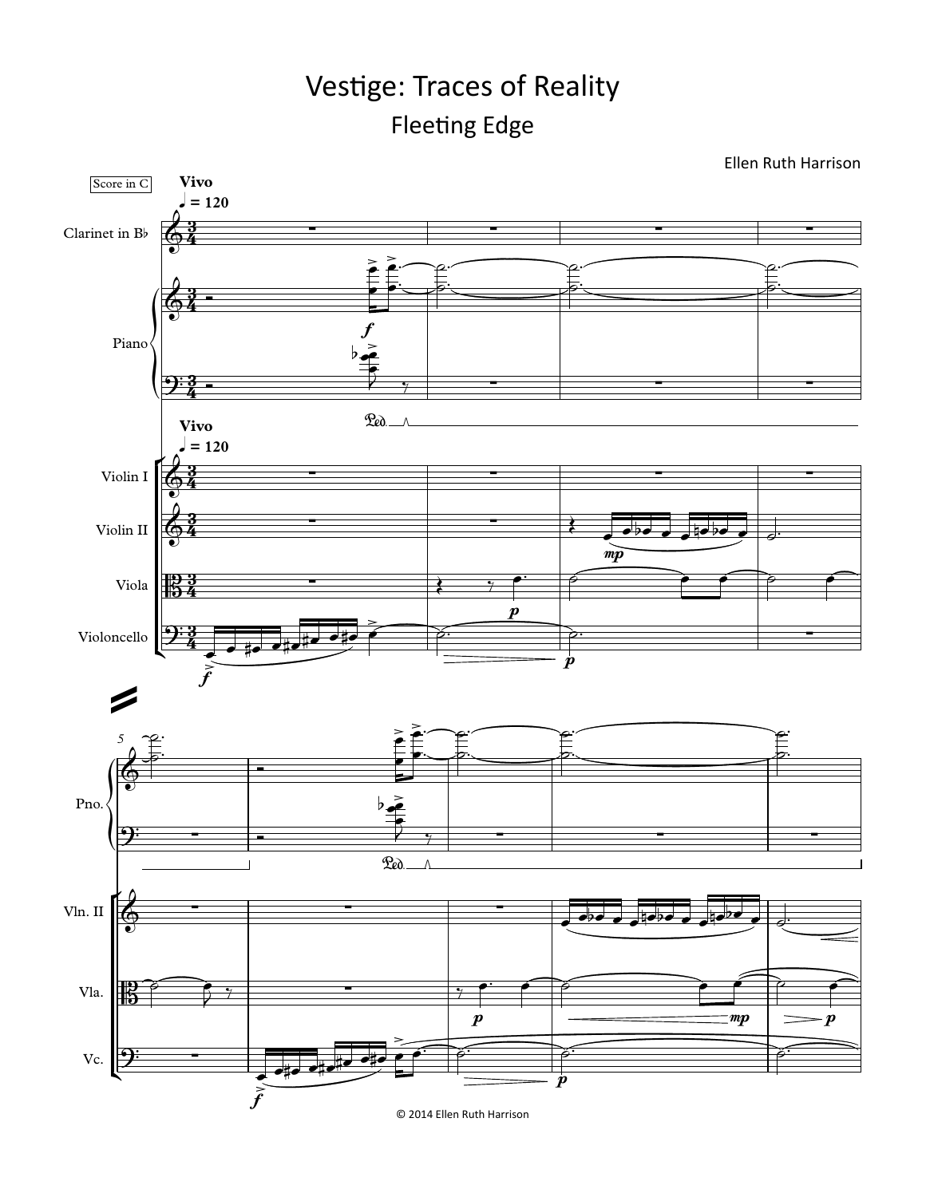# Vestige: Traces of Reality

## Fleeting Edge

Ellen Ruth Harrison

Score in C

**Vivo**

♩ = 120

© 2014 Ellen Ruth Harrison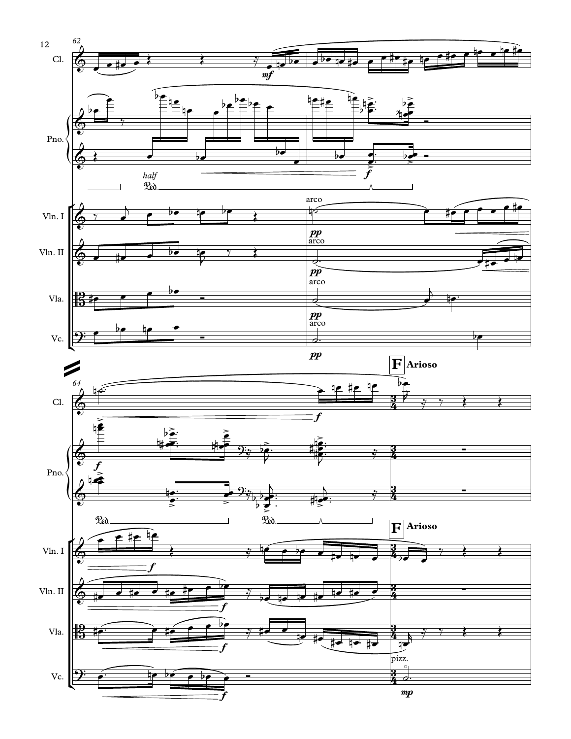**F** **Arioso**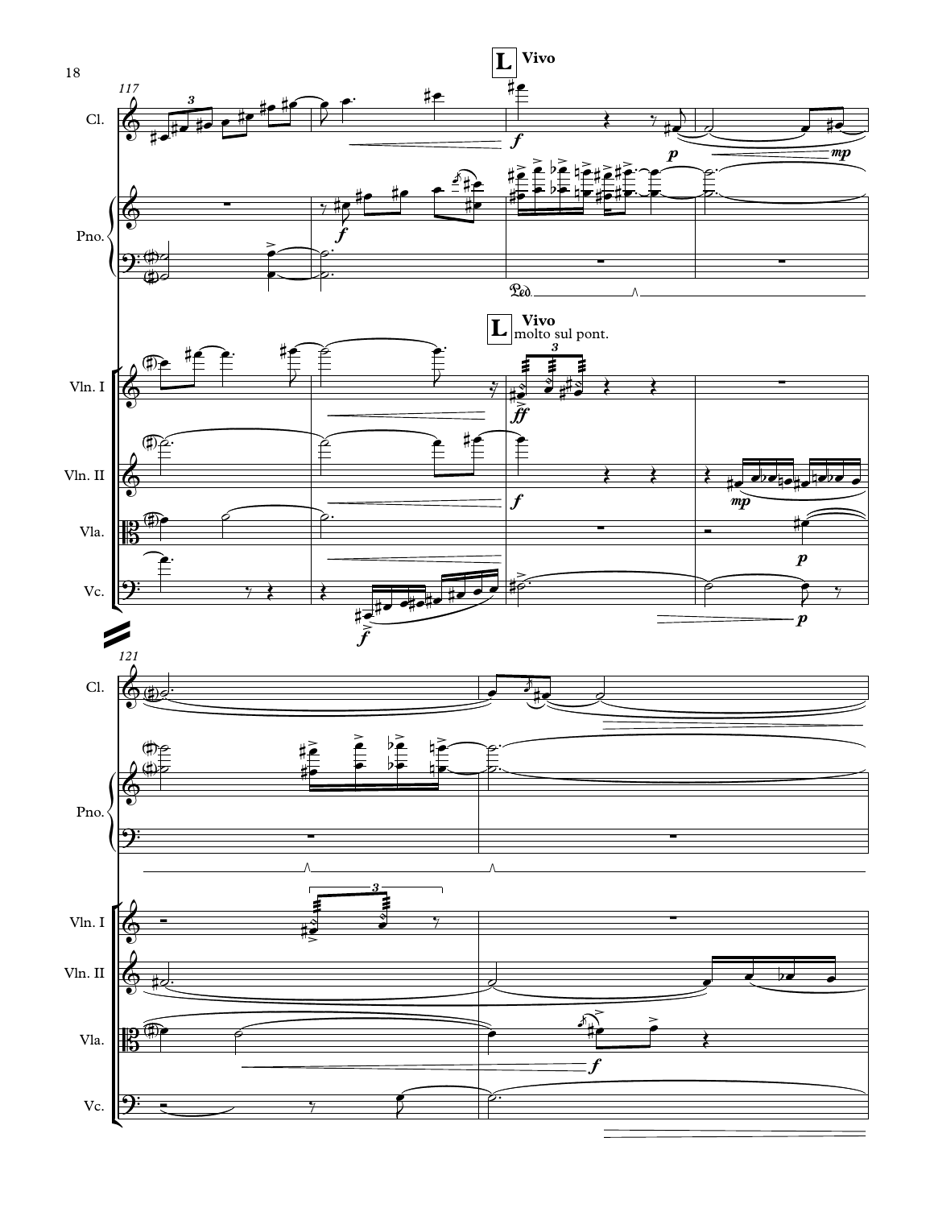**L** Vivo

Cl.

Pno.

Vln. I

Vln. II

Vla.

Vc.

**L** Vivo
molto sul pont.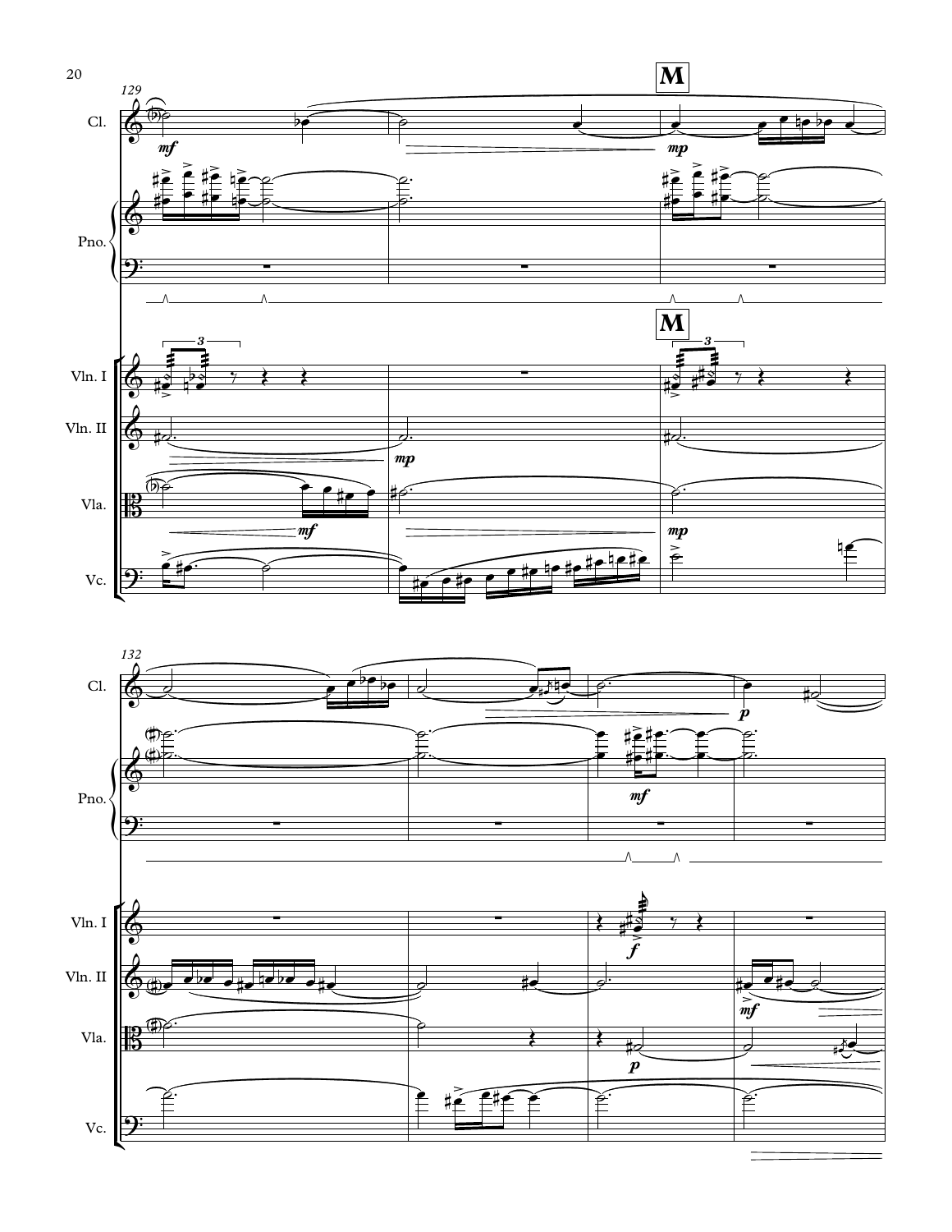**M**

129

Cl.

Pno.

Vln. I

Vln. II

Vla.

Vc.

132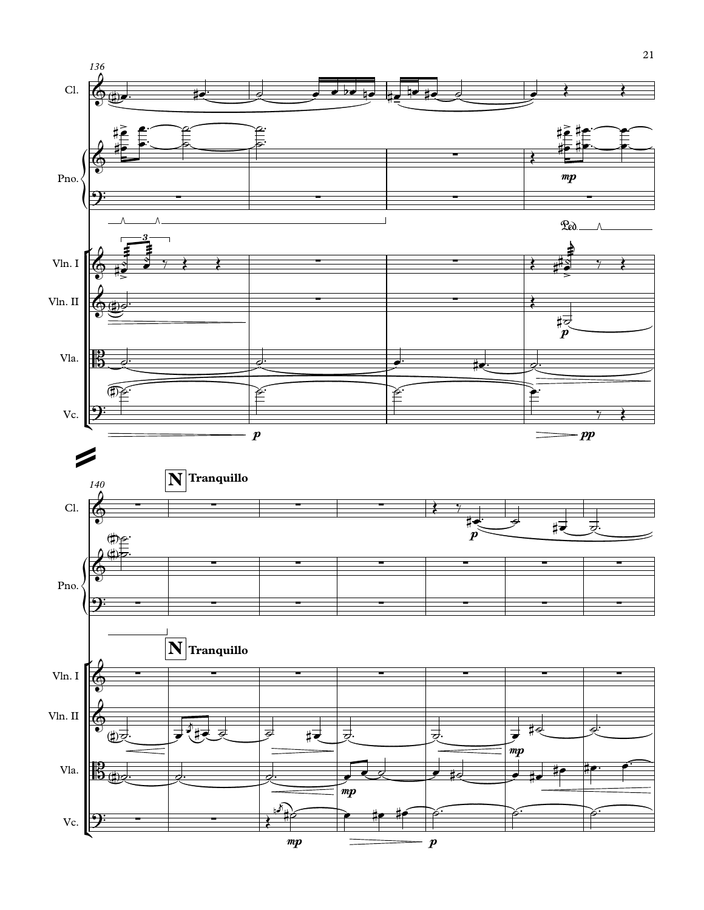**N** **Tranquillo**

**N** **Tranquillo**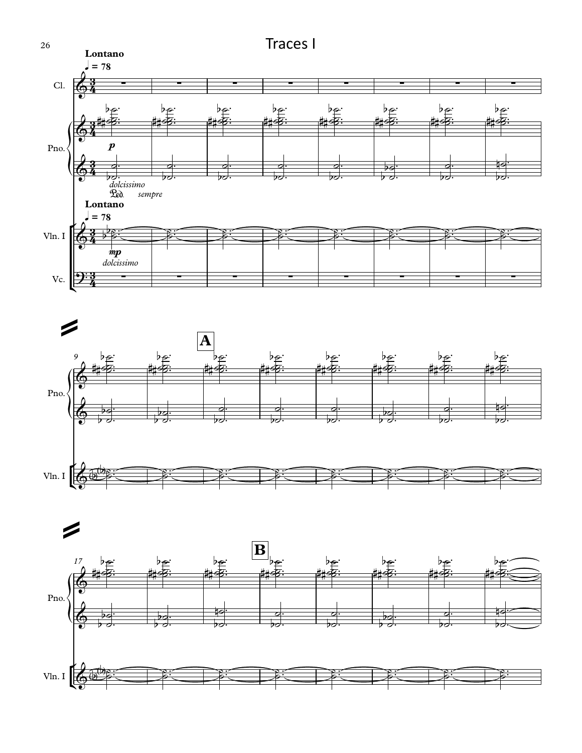# Traces I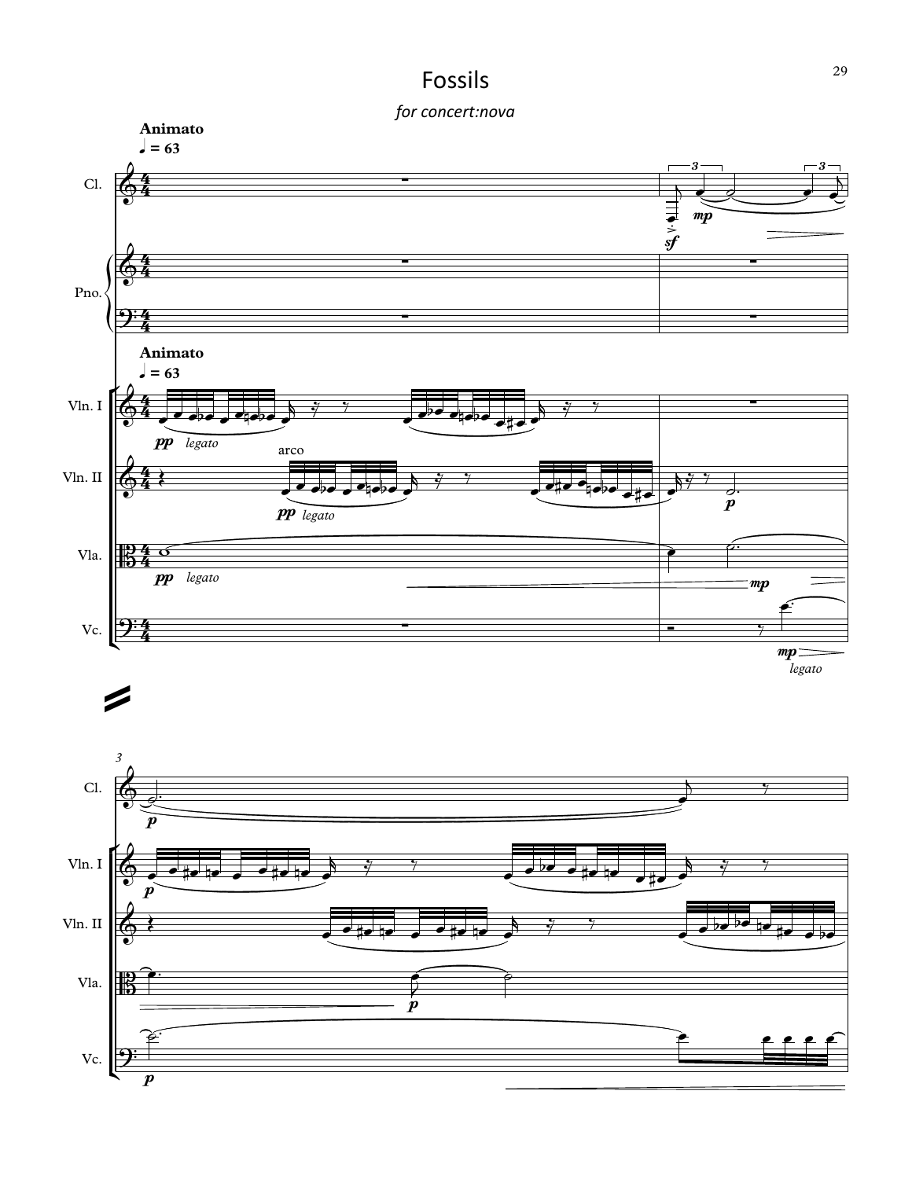# Fossils

*for concert:nova*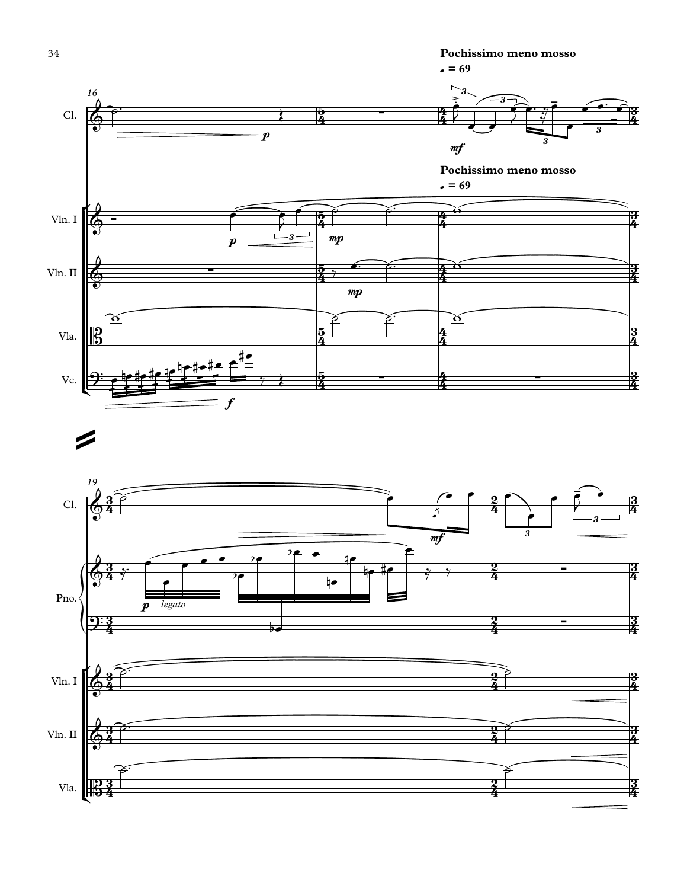**Pochissimo meno mosso**

♩ = 69

**Pochissimo meno mosso**

♩ = 69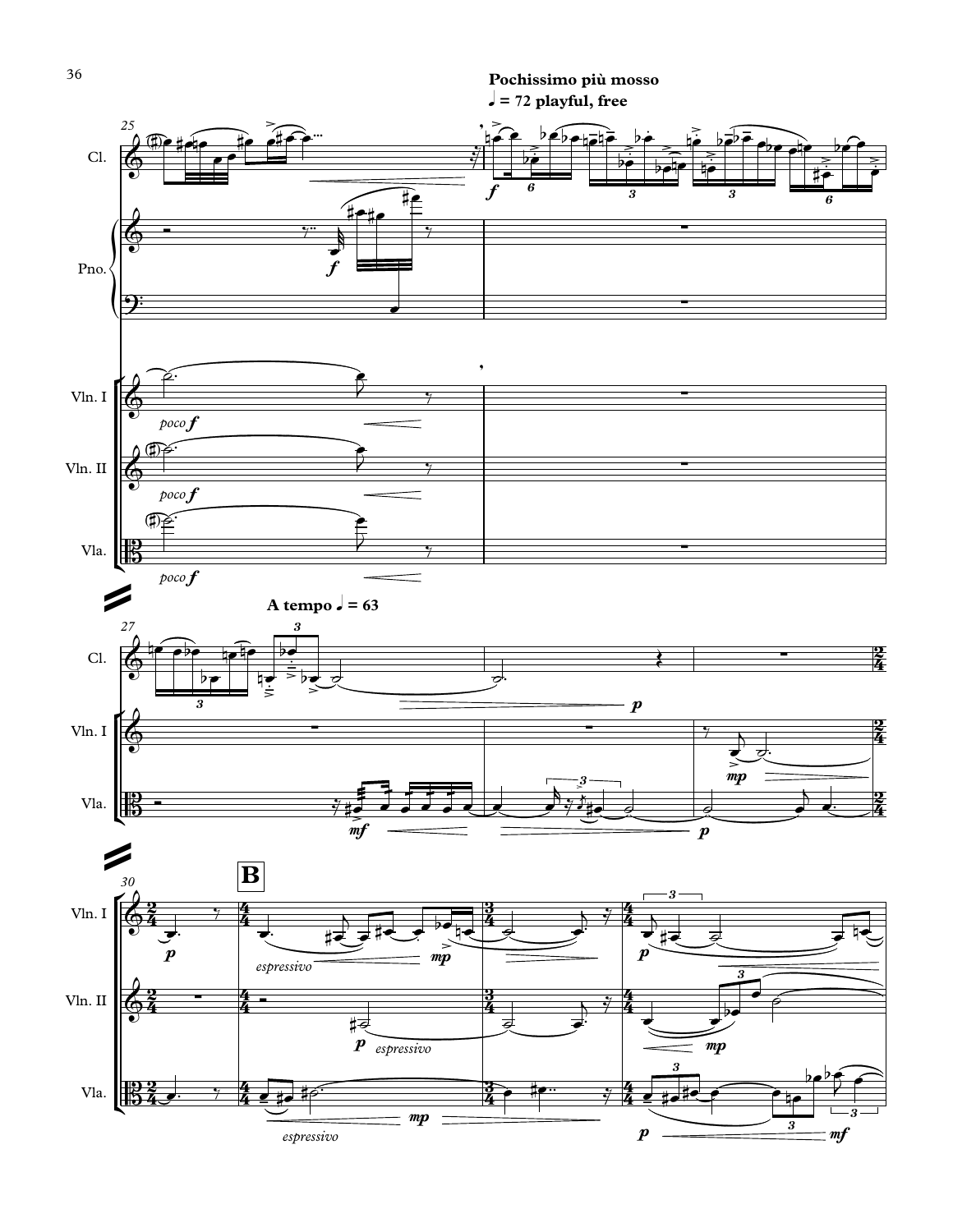**Pochissimo più mosso**

**♩ = 72 playful, free**

**A tempo ♩ = 63**

**B**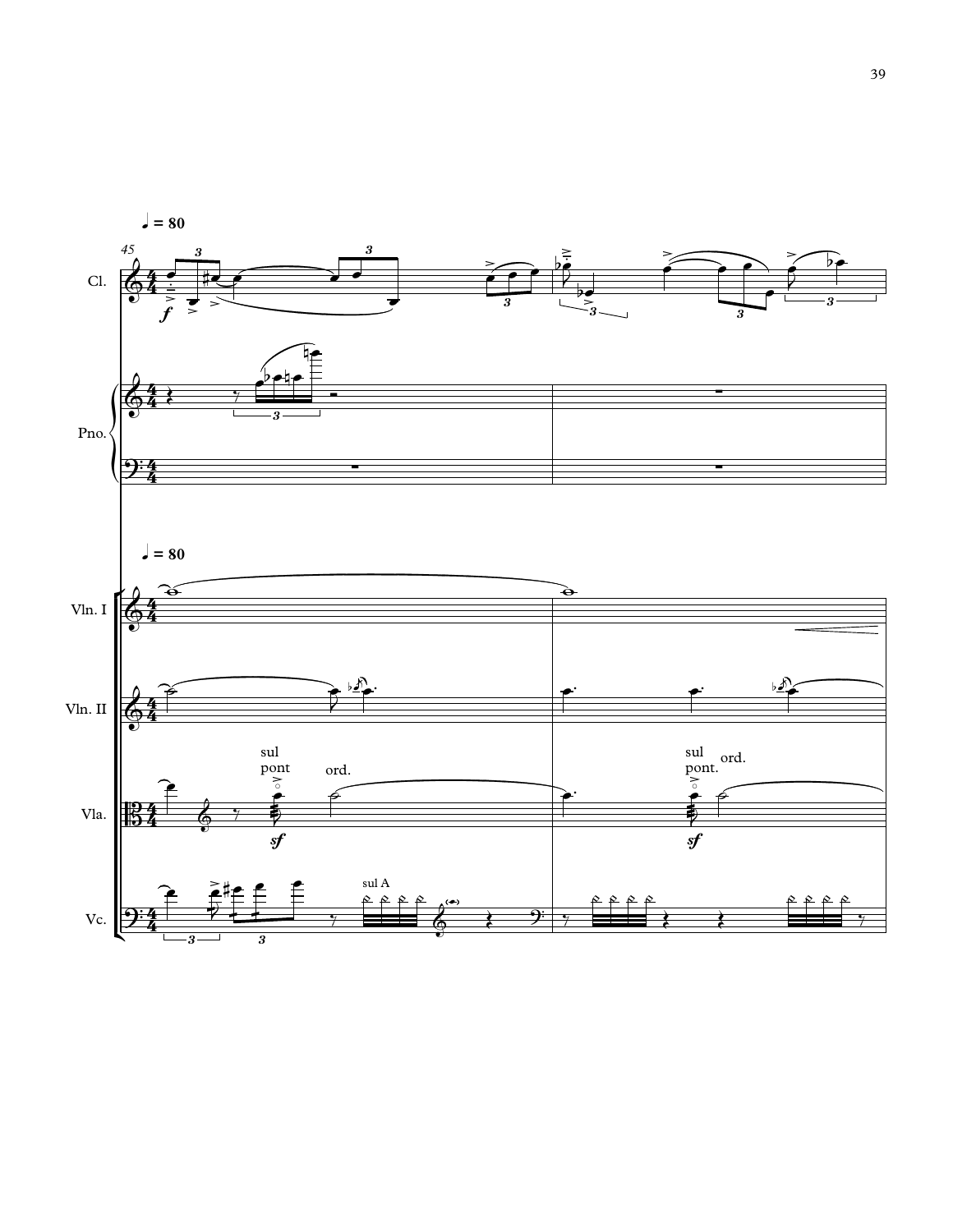♩ = 80

Cl.

Pno.

♩ = 80

Vln. I

Vln. II

sul pont

ord.

sul pont.

ord.

Vla.

sul A

Vc.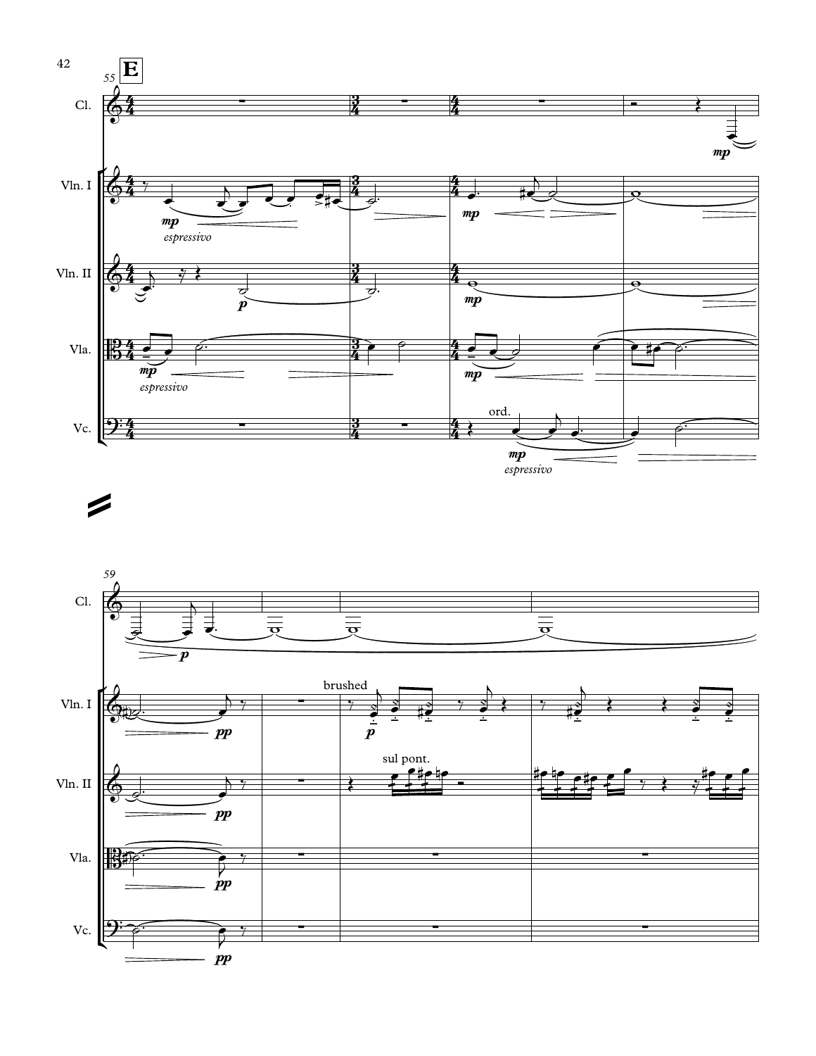**E**

55

Cl.

Vln. I

Vln. II

Vla.

Vc.

*mp*

*espressivo*

*p*

*mp*

*espressivo*

ord.

*mp*

*espressivo*

59

*p*

*pp*

brushed

*p*

sul pont.

*pp*

*pp*

*pp*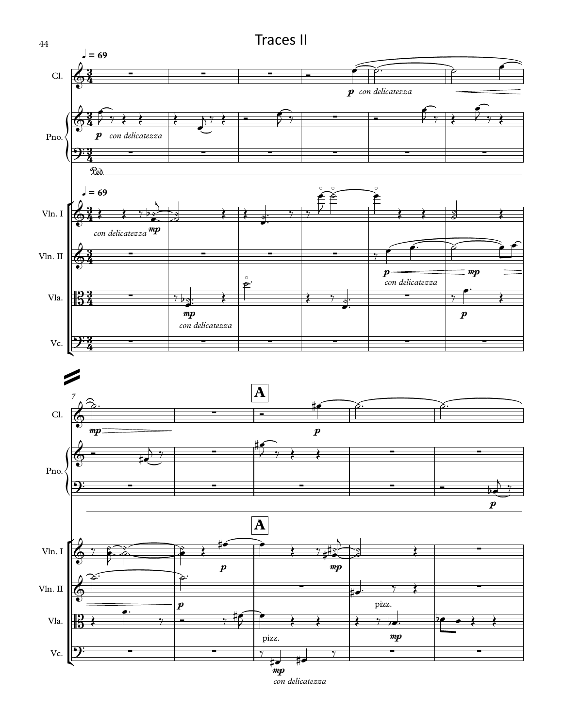# Traces II